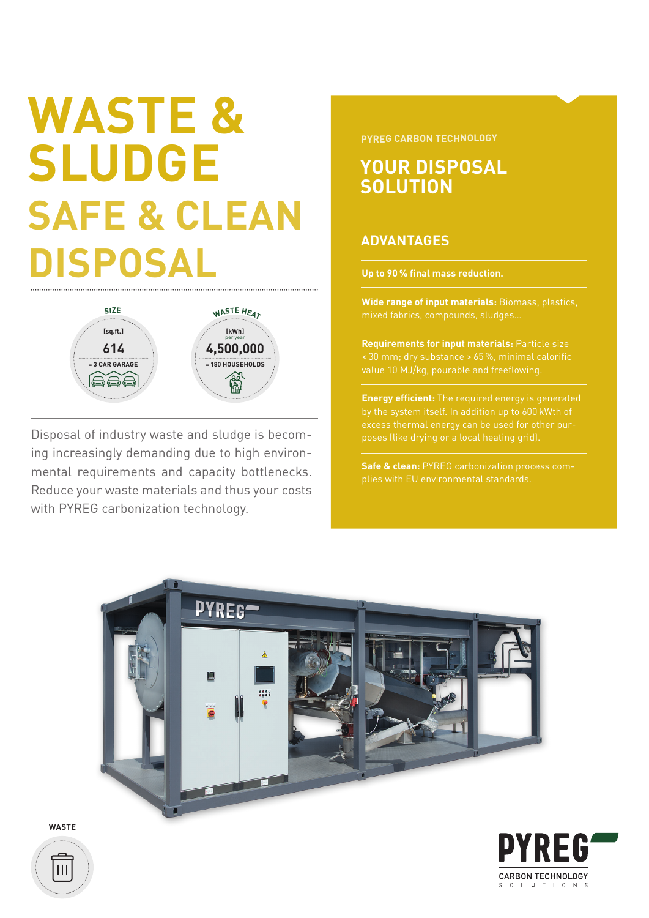# WASTE & SLUDGE

## SAFE & CLEAN DISPOSAL

**SIZE**

[sq.ft.]

614

= 3 CAR GARAGE

**WASTE HEAT**

[kWh] per year

4,500,000

= 180 HOUSEHOLDS

Disposal of industry waste and sludge is becoming increasingly demanding due to high environmental requirements and capacity bottlenecks. Reduce your waste materials and thus your costs with PYREG carbonization technology.

PYREG CARBON TECHNOLOGY

## YOUR DISPOSAL SOLUTION

### ADVANTAGES

**Up to 90 % final mass reduction.**

**Wide range of input materials:** Biomass, plastics, mixed fabrics, compounds, sludges…

**Requirements for input materials:** Particle size < 30 mm; dry substance > 65 %, minimal calorific value 10 MJ/kg, pourable and freeflowing.

**Energy efficient:** The required energy is generated by the system itself. In addition up to 600 kWth of excess thermal energy can be used for other purposes (like drying or a local heating grid).

**Safe & clean:** PYREG carbonization process complies with EU environmental standards.

WASTE

PYREG CARBON TECHNOLOGY SOLUTIONS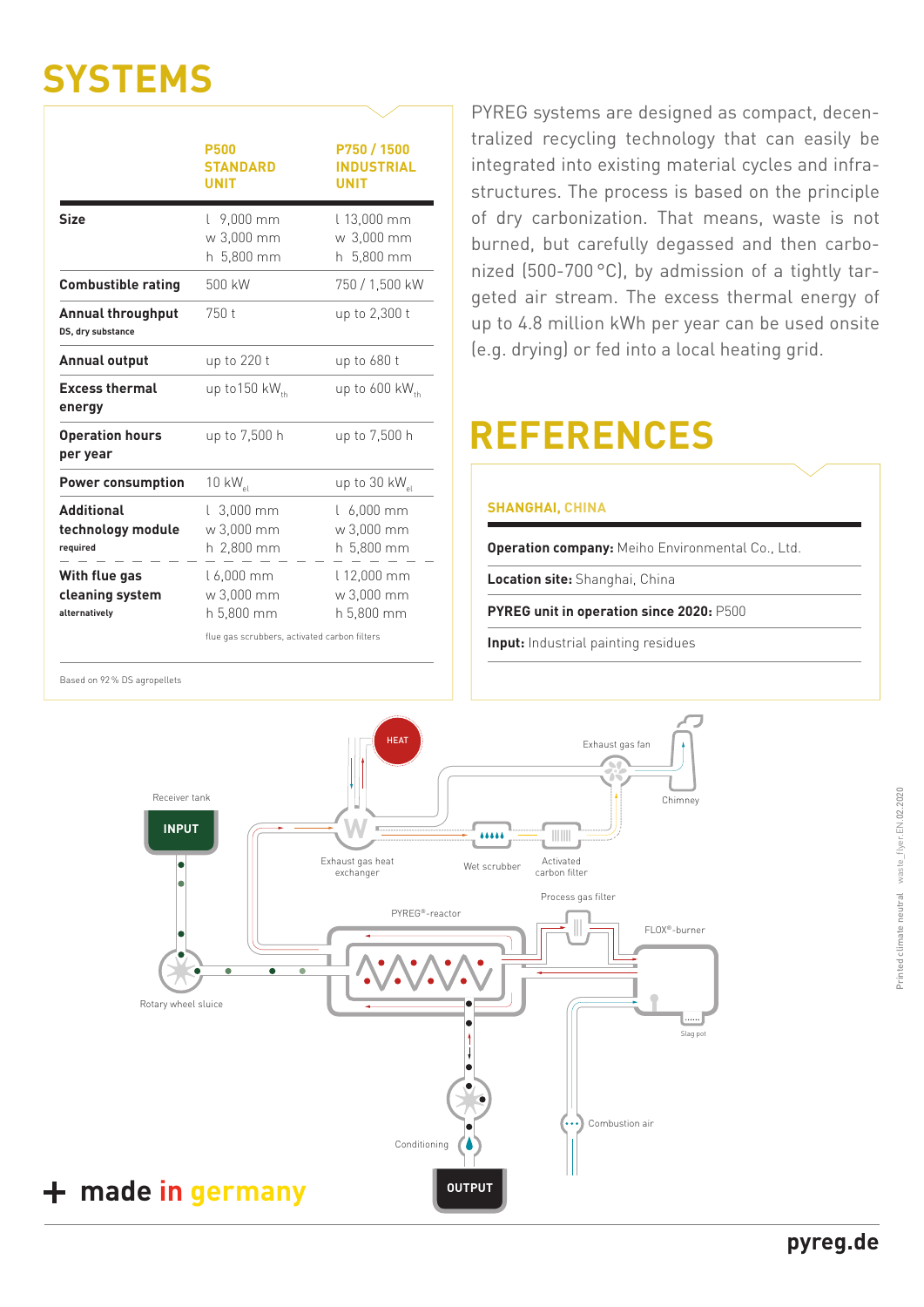# SYSTEMS

| | P500 STANDARD UNIT | P750 / 1500 INDUSTRIAL UNIT |
|---|---|---|
| **Size** | l 9,000 mm<br>w 3,000 mm<br>h 5,800 mm | l 13,000 mm<br>w 3,000 mm<br>h 5,800 mm |
| **Combustible rating** | 500 kW | 750 / 1,500 kW |
| **Annual throughput** DS, dry substance | 750 t | up to 2,300 t |
| **Annual output** | up to 220 t | up to 680 t |
| **Excess thermal energy** | up to150 $kW_{th}$ | up to 600 $kW_{th}$ |
| **Operation hours per year** | up to 7,500 h | up to 7,500 h |
| **Power consumption** | 10 $kW_{el}$ | up to 30 $kW_{el}$ |
| **Additional technology module** required | l 3,000 mm<br>w 3,000 mm<br>h 2,800 mm | l 6,000 mm<br>w 3,000 mm<br>h 5,800 mm |
| **With flue gas cleaning system** alternatively | l 6,000 mm<br>w 3,000 mm<br>h 5,800 mm<br>flue gas scrubbers, activated carbon filters | l 12,000 mm<br>w 3,000 mm<br>h 5,800 mm |

Based on 92 % DS agropellets

PYREG systems are designed as compact, decentralized recycling technology that can easily be integrated into existing material cycles and infrastructures. The process is based on the principle of dry carbonization. That means, waste is not burned, but carefully degassed and then carbonized (500-700 °C), by admission of a tightly targeted air stream. The excess thermal energy of up to 4.8 million kWh per year can be used onsite (e.g. drying) or fed into a local heating grid.

# REFERENCES

**SHANGHAI, CHINA**

**Operation company:** Meiho Environmental Co., Ltd.

**Location site:** Shanghai, China

**PYREG unit in operation since 2020:** P500

**Input:** Industrial painting residues

HEAT
Exhaust gas fan
Chimney
Receiver tank
INPUT
Exhaust gas heat exchanger
Wet scrubber
Activated carbon filter
Process gas filter
PYREG®-reactor
FLOX®-burner
Rotary wheel sluice
Slag pot
Combustion air
Conditioning
OUTPUT

+ made in germany

Printed climate neutral waste_flyer.EN.02.2020

pyreg.de